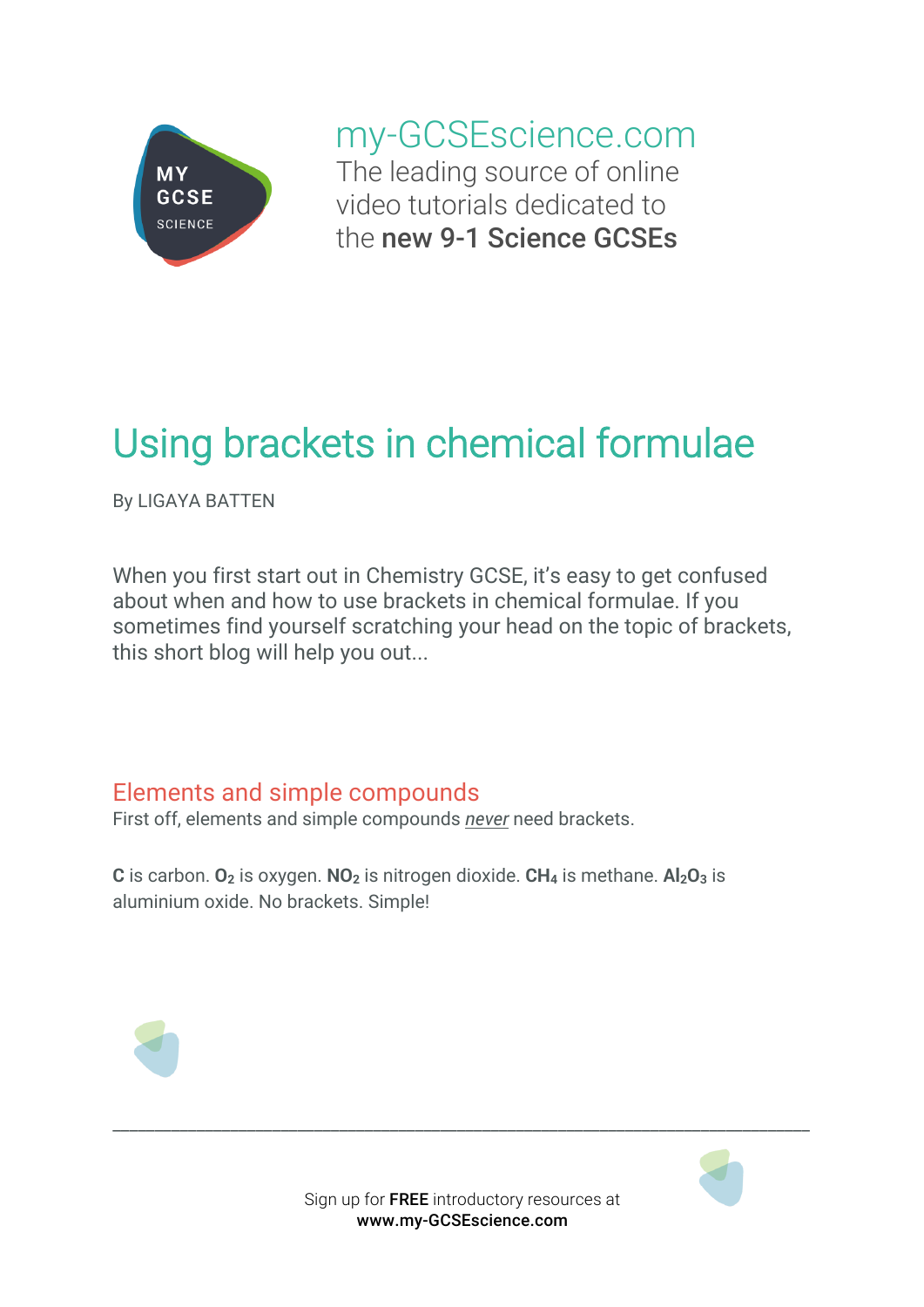my-GCSEscience.com

The leading source of online video tutorials dedicated to the **new 9-1 Science GCSEs**

# Using brackets in chemical formulae

By LIGAYA BATTEN

When you first start out in Chemistry GCSE, it's easy to get confused about when and how to use brackets in chemical formulae. If you sometimes find yourself scratching your head on the topic of brackets, this short blog will help you out...

## Elements and simple compounds

First off, elements and simple compounds *never* need brackets.

**C** is carbon. **$O_2$** is oxygen. **$NO_2$** is nitrogen dioxide. **$CH_4$** is methane. **$Al_2O_3$** is aluminium oxide. No brackets. Simple!

Sign up for **FREE** introductory resources at
**www.my-GCSEscience.com**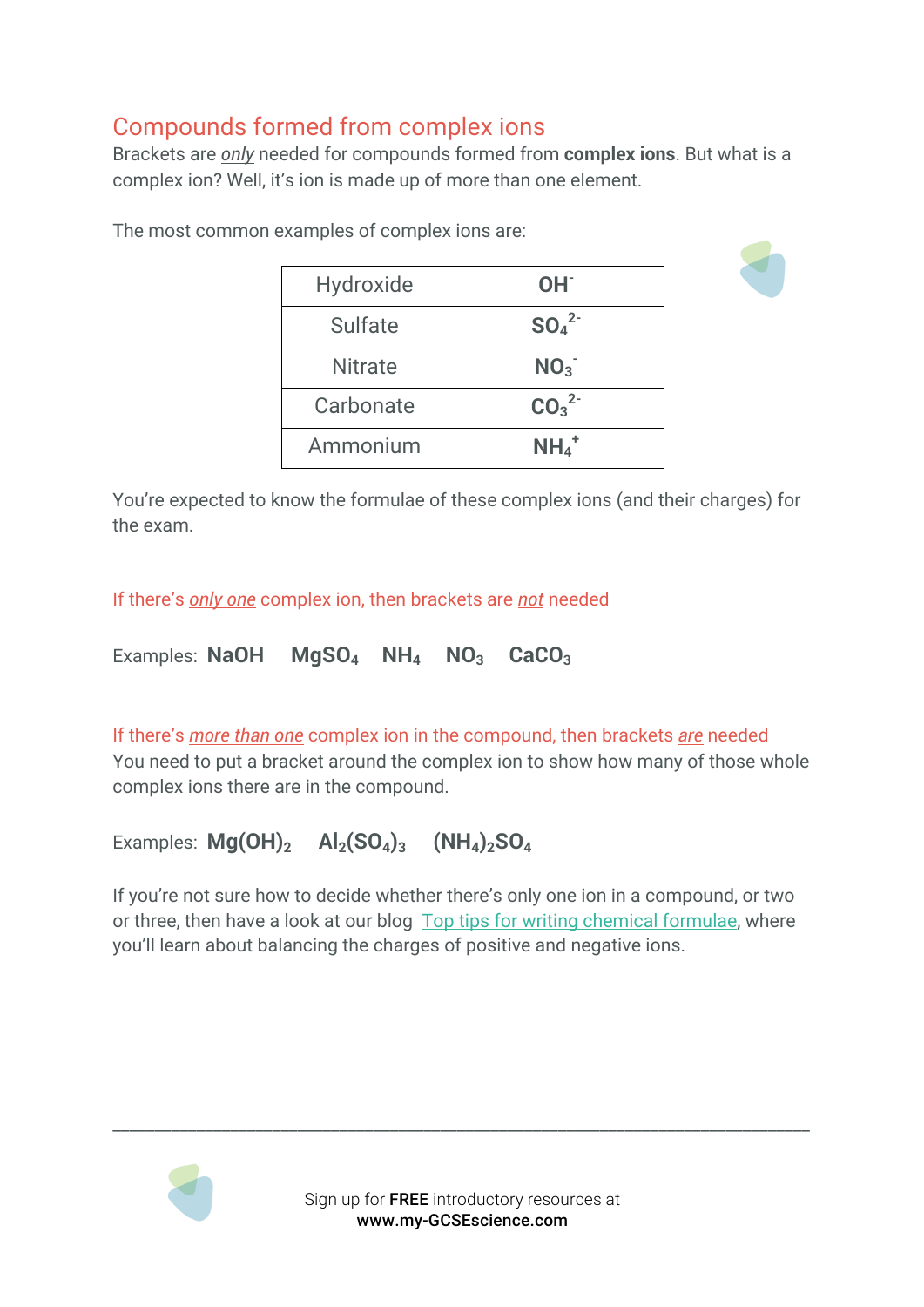## Compounds formed from complex ions

Brackets are ***only*** needed for compounds formed from **complex ions**. But what is a complex ion? Well, it's ion is made up of more than one element.

The most common examples of complex ions are:

| | |
|---|---|
| Hydroxide | $OH^-$ |
| Sulfate | $SO_4^{2-}$ |
| Nitrate | $NO_3^-$ |
| Carbonate | $CO_3^{2-}$ |
| Ammonium | $NH_4^+$ |

You're expected to know the formulae of these complex ions (and their charges) for the exam.

If there's ***only one*** complex ion, then brackets are ***not*** needed

Examples: $NaOH$ $MgSO_4$ $NH_4$ $NO_3$ $CaCO_3$

If there's ***more than one*** complex ion in the compound, then brackets ***are*** needed
You need to put a bracket around the complex ion to show how many of those whole complex ions there are in the compound.

Examples: $Mg(OH)_2$ $Al_2(SO_4)_3$ $(NH_4)_2SO_4$

If you're not sure how to decide whether there's only one ion in a compound, or two or three, then have a look at our blog Top tips for writing chemical formulae, where you'll learn about balancing the charges of positive and negative ions.

Sign up for **FREE** introductory resources at
**www.my-GCSEscience.com**